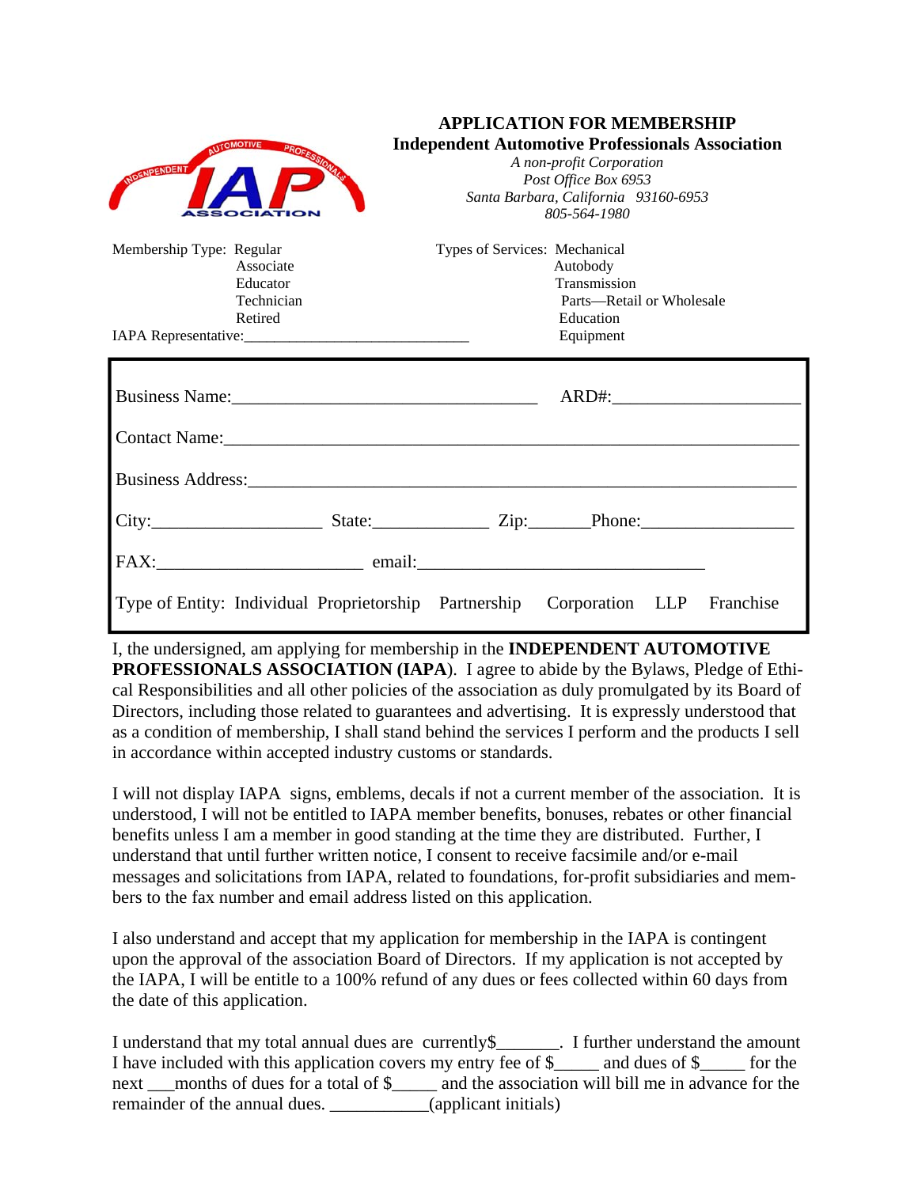# APPLICATION FOR MEMBERSHIP

## Independent Automotive Professionals Association

*A non-profit Corporation*
*Post Office Box 6953*
*Santa Barbara, California 93160-6953*
*805-564-1980*

Membership Type: Regular
Associate
Educator
Technician
Retired

IAPA Representative:______________________________

Types of Services: Mechanical
Autobody
Transmission
Parts—Retail or Wholesale
Education
Equipment

Business Name:___________________________________ ARD#:_____________________

Contact Name:_________________________________________________________________

Business Address:______________________________________________________________

City:___________________ State:_____________ Zip:_______Phone:_________________

FAX:_______________________ email:________________________________

Type of Entity: Individual Proprietorship Partnership Corporation LLP Franchise

I, the undersigned, am applying for membership in the **INDEPENDENT AUTOMOTIVE PROFESSIONALS ASSOCIATION (IAPA**). I agree to abide by the Bylaws, Pledge of Ethical Responsibilities and all other policies of the association as duly promulgated by its Board of Directors, including those related to guarantees and advertising. It is expressly understood that as a condition of membership, I shall stand behind the services I perform and the products I sell in accordance within accepted industry customs or standards.

I will not display IAPA signs, emblems, decals if not a current member of the association. It is understood, I will not be entitled to IAPA member benefits, bonuses, rebates or other financial benefits unless I am a member in good standing at the time they are distributed. Further, I understand that until further written notice, I consent to receive facsimile and/or e-mail messages and solicitations from IAPA, related to foundations, for-profit subsidiaries and members to the fax number and email address listed on this application.

I also understand and accept that my application for membership in the IAPA is contingent upon the approval of the association Board of Directors. If my application is not accepted by the IAPA, I will be entitle to a 100% refund of any dues or fees collected within 60 days from the date of this application.

I understand that my total annual dues are currently$_______. I further understand the amount I have included with this application covers my entry fee of $_____ and dues of $_____ for the next ___months of dues for a total of $_____ and the association will bill me in advance for the remainder of the annual dues. ___________(applicant initials)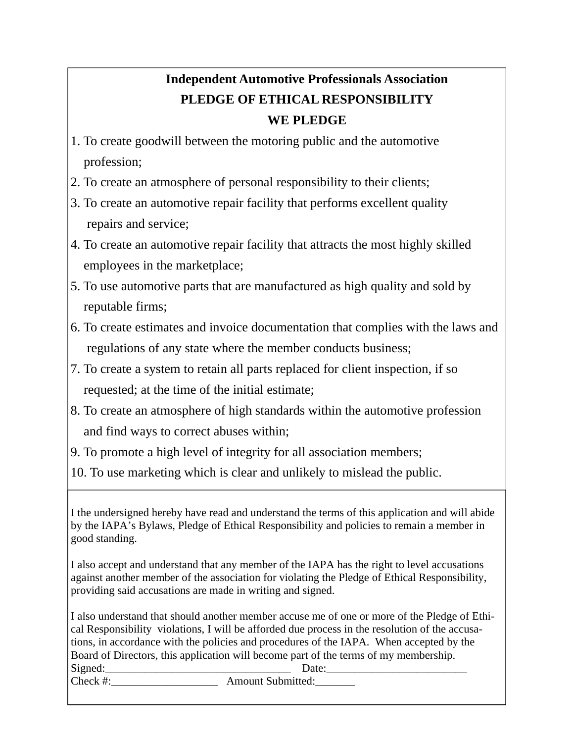**Independent Automotive Professionals Association**

**PLEDGE OF ETHICAL RESPONSIBILITY**

**WE PLEDGE**

1. To create goodwill between the motoring public and the automotive profession;
2. To create an atmosphere of personal responsibility to their clients;
3. To create an automotive repair facility that performs excellent quality repairs and service;
4. To create an automotive repair facility that attracts the most highly skilled employees in the marketplace;
5. To use automotive parts that are manufactured as high quality and sold by reputable firms;
6. To create estimates and invoice documentation that complies with the laws and regulations of any state where the member conducts business;
7. To create a system to retain all parts replaced for client inspection, if so requested; at the time of the initial estimate;
8. To create an atmosphere of high standards within the automotive profession and find ways to correct abuses within;
9. To promote a high level of integrity for all association members;
10. To use marketing which is clear and unlikely to mislead the public.

I the undersigned hereby have read and understand the terms of this application and will abide by the IAPA's Bylaws, Pledge of Ethical Responsibility and policies to remain a member in good standing.

I also accept and understand that any member of the IAPA has the right to level accusations against another member of the association for violating the Pledge of Ethical Responsibility, providing said accusations are made in writing and signed.

I also understand that should another member accuse me of one or more of the Pledge of Ethical Responsibility violations, I will be afforded due process in the resolution of the accusations, in accordance with the policies and procedures of the IAPA. When accepted by the Board of Directors, this application will become part of the terms of my membership.

Signed:\_\_\_\_\_\_\_\_\_\_\_\_\_\_\_\_\_\_\_\_\_\_\_\_\_\_\_\_\_\_\_\_\_ Date:\_\_\_\_\_\_\_\_\_\_\_\_\_\_\_\_\_\_\_\_\_\_\_\_\_

Check #:\_\_\_\_\_\_\_\_\_\_\_\_\_\_\_\_\_\_\_ Amount Submitted:\_\_\_\_\_\_\_